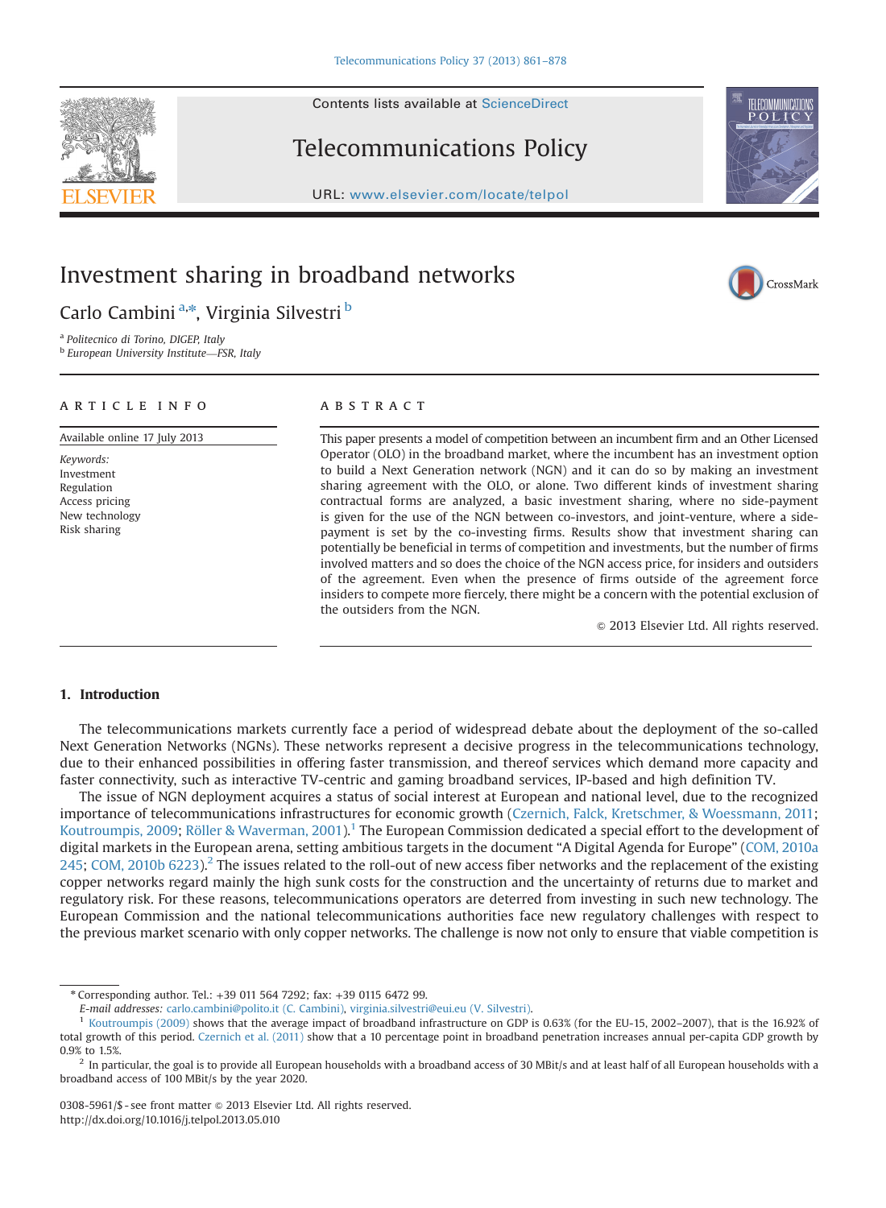# Investment sharing in broadband networks

Carlo Cambini [a,*], Virginia Silvestri [b]

[a] Politecnico di Torino, DIGEP, Italy
[b] European University Institute—FSR, Italy

## ARTICLE INFO

Available online 17 July 2013

*Keywords:*
Investment
Regulation
Access pricing
New technology
Risk sharing

## ABSTRACT

This paper presents a model of competition between an incumbent firm and an Other Licensed Operator (OLO) in the broadband market, where the incumbent has an investment option to build a Next Generation network (NGN) and it can do so by making an investment sharing agreement with the OLO, or alone. Two different kinds of investment sharing contractual forms are analyzed, a basic investment sharing, where no side-payment is given for the use of the NGN between co-investors, and joint-venture, where a side-payment is set by the co-investing firms. Results show that investment sharing can potentially be beneficial in terms of competition and investments, but the number of firms involved matters and so does the choice of the NGN access price, for insiders and outsiders of the agreement. Even when the presence of firms outside of the agreement force insiders to compete more fiercely, there might be a concern with the potential exclusion of the outsiders from the NGN.

© 2013 Elsevier Ltd. All rights reserved.

## 1. Introduction

The telecommunications markets currently face a period of widespread debate about the deployment of the so-called Next Generation Networks (NGNs). These networks represent a decisive progress in the telecommunications technology, due to their enhanced possibilities in offering faster transmission, and thereof services which demand more capacity and faster connectivity, such as interactive TV-centric and gaming broadband services, IP-based and high definition TV.

The issue of NGN deployment acquires a status of social interest at European and national level, due to the recognized importance of telecommunications infrastructures for economic growth (Czernich, Falck, Kretschmer, & Woessmann, 2011; Koutroumpis, 2009; Röller & Waverman, 2001).[1] The European Commission dedicated a special effort to the development of digital markets in the European arena, setting ambitious targets in the document "A Digital Agenda for Europe" (COM, 2010a 245; COM, 2010b 6223).[2] The issues related to the roll-out of new access fiber networks and the replacement of the existing copper networks regard mainly the high sunk costs for the construction and the uncertainty of returns due to market and regulatory risk. For these reasons, telecommunications operators are deterred from investing in such new technology. The European Commission and the national telecommunications authorities face new regulatory challenges with respect to the previous market scenario with only copper networks. The challenge is now not only to ensure that viable competition is

---

\* Corresponding author. Tel.: +39 011 564 7292; fax: +39 0115 6472 99.
*E-mail addresses:* carlo.cambini@polito.it (C. Cambini), virginia.silvestri@eui.eu (V. Silvestri).

[1] Koutroumpis (2009) shows that the average impact of broadband infrastructure on GDP is 0.63% (for the EU-15, 2002–2007), that is the 16.92% of total growth of this period. Czernich et al. (2011) show that a 10 percentage point in broadband penetration increases annual per-capita GDP growth by 0.9% to 1.5%.

[2] In particular, the goal is to provide all European households with a broadband access of 30 MBit/s and at least half of all European households with a broadband access of 100 MBit/s by the year 2020.

0308-5961/$ - see front matter © 2013 Elsevier Ltd. All rights reserved.
http://dx.doi.org/10.1016/j.telpol.2013.05.010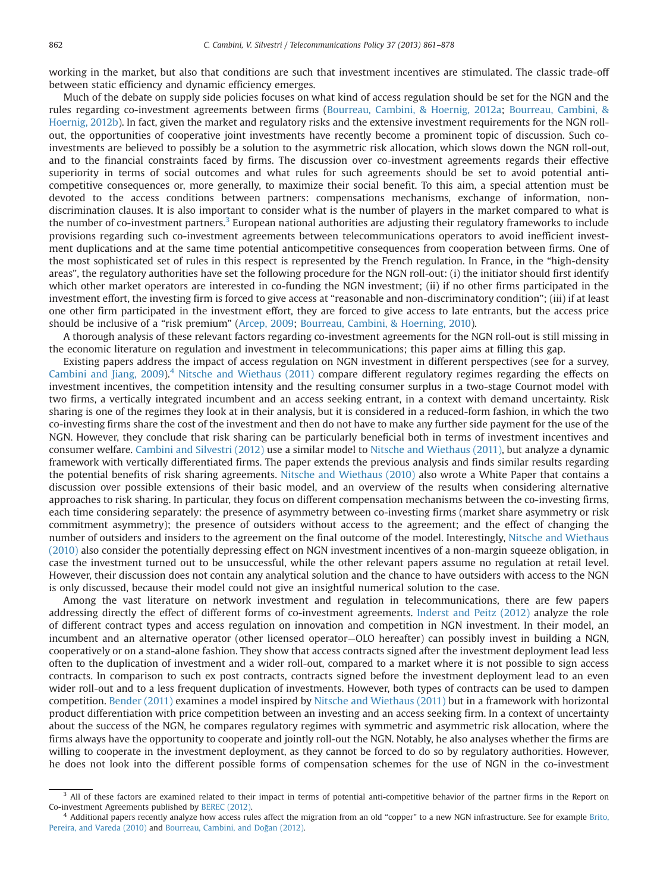working in the market, but also that conditions are such that investment incentives are stimulated. The classic trade-off between static efficiency and dynamic efficiency emerges.

Much of the debate on supply side policies focuses on what kind of access regulation should be set for the NGN and the rules regarding co-investment agreements between firms (Bourreau, Cambini, & Hoernig, 2012a; Bourreau, Cambini, & Hoernig, 2012b). In fact, given the market and regulatory risks and the extensive investment requirements for the NGN roll-out, the opportunities of cooperative joint investments have recently become a prominent topic of discussion. Such co-investments are believed to possibly be a solution to the asymmetric risk allocation, which slows down the NGN roll-out, and to the financial constraints faced by firms. The discussion over co-investment agreements regards their effective superiority in terms of social outcomes and what rules for such agreements should be set to avoid potential anti-competitive consequences or, more generally, to maximize their social benefit. To this aim, a special attention must be devoted to the access conditions between partners: compensations mechanisms, exchange of information, non-discrimination clauses. It is also important to consider what is the number of players in the market compared to what is the number of co-investment partners.[3] European national authorities are adjusting their regulatory frameworks to include provisions regarding such co-investment agreements between telecommunications operators to avoid inefficient investment duplications and at the same time potential anticompetitive consequences from cooperation between firms. One of the most sophisticated set of rules in this respect is represented by the French regulation. In France, in the "high-density areas", the regulatory authorities have set the following procedure for the NGN roll-out: (i) the initiator should first identify which other market operators are interested in co-funding the NGN investment; (ii) if no other firms participated in the investment effort, the investing firm is forced to give access at "reasonable and non-discriminatory condition"; (iii) if at least one other firm participated in the investment effort, they are forced to give access to late entrants, but the access price should be inclusive of a "risk premium" (Arcep, 2009; Bourreau, Cambini, & Hoerning, 2010).

A thorough analysis of these relevant factors regarding co-investment agreements for the NGN roll-out is still missing in the economic literature on regulation and investment in telecommunications; this paper aims at filling this gap.

Existing papers address the impact of access regulation on NGN investment in different perspectives (see for a survey, Cambini and Jiang, 2009).[4] Nitsche and Wiethaus (2011) compare different regulatory regimes regarding the effects on investment incentives, the competition intensity and the resulting consumer surplus in a two-stage Cournot model with two firms, a vertically integrated incumbent and an access seeking entrant, in a context with demand uncertainty. Risk sharing is one of the regimes they look at in their analysis, but it is considered in a reduced-form fashion, in which the two co-investing firms share the cost of the investment and then do not have to make any further side payment for the use of the NGN. However, they conclude that risk sharing can be particularly beneficial both in terms of investment incentives and consumer welfare. Cambini and Silvestri (2012) use a similar model to Nitsche and Wiethaus (2011), but analyze a dynamic framework with vertically differentiated firms. The paper extends the previous analysis and finds similar results regarding the potential benefits of risk sharing agreements. Nitsche and Wiethaus (2010) also wrote a White Paper that contains a discussion over possible extensions of their basic model, and an overview of the results when considering alternative approaches to risk sharing. In particular, they focus on different compensation mechanisms between the co-investing firms, each time considering separately: the presence of asymmetry between co-investing firms (market share asymmetry or risk commitment asymmetry); the presence of outsiders without access to the agreement; and the effect of changing the number of outsiders and insiders to the agreement on the final outcome of the model. Interestingly, Nitsche and Wiethaus (2010) also consider the potentially depressing effect on NGN investment incentives of a non-margin squeeze obligation, in case the investment turned out to be unsuccessful, while the other relevant papers assume no regulation at retail level. However, their discussion does not contain any analytical solution and the chance to have outsiders with access to the NGN is only discussed, because their model could not give an insightful numerical solution to the case.

Among the vast literature on network investment and regulation in telecommunications, there are few papers addressing directly the effect of different forms of co-investment agreements. Inderst and Peitz (2012) analyze the role of different contract types and access regulation on innovation and competition in NGN investment. In their model, an incumbent and an alternative operator (other licensed operator—OLO hereafter) can possibly invest in building a NGN, cooperatively or on a stand-alone fashion. They show that access contracts signed after the investment deployment lead less often to the duplication of investment and a wider roll-out, compared to a market where it is not possible to sign access contracts. In comparison to such ex post contracts, contracts signed before the investment deployment lead to an even wider roll-out and to a less frequent duplication of investments. However, both types of contracts can be used to dampen competition. Bender (2011) examines a model inspired by Nitsche and Wiethaus (2011) but in a framework with horizontal product differentiation with price competition between an investing and an access seeking firm. In a context of uncertainty about the success of the NGN, he compares regulatory regimes with symmetric and asymmetric risk allocation, where the firms always have the opportunity to cooperate and jointly roll-out the NGN. Notably, he also analyses whether the firms are willing to cooperate in the investment deployment, as they cannot be forced to do so by regulatory authorities. However, he does not look into the different possible forms of compensation schemes for the use of NGN in the co-investment

---

[3] All of these factors are examined related to their impact in terms of potential anti-competitive behavior of the partner firms in the Report on Co-investment Agreements published by BEREC (2012).

[4] Additional papers recently analyze how access rules affect the migration from an old "copper" to a new NGN infrastructure. See for example Brito, Pereira, and Vareda (2010) and Bourreau, Cambini, and Doğan (2012).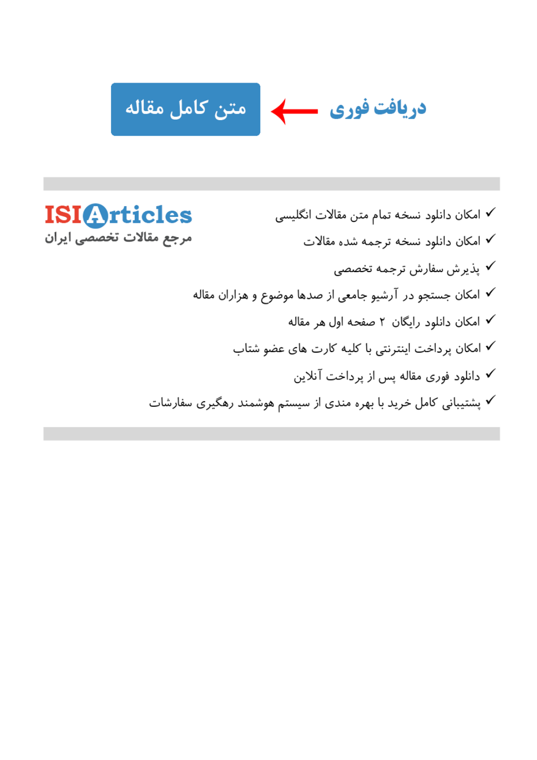دریافت فوری ← متن کامل مقاله

**ISIArticles**
مرجع مقالات تخصصی ایران

- ✓ امکان دانلود نسخه تمام متن مقالات انگلیسی
- ✓ امکان دانلود نسخه ترجمه شده مقالات
- ✓ پذیرش سفارش ترجمه تخصصی
- ✓ امکان جستجو در آرشیو جامعی از صدها موضوع و هزاران مقاله
- ✓ امکان دانلود رایگان ۲ صفحه اول هر مقاله
- ✓ امکان پرداخت اینترنتی با کلیه کارت های عضو شتاب
- ✓ دانلود فوری مقاله پس از پرداخت آنلاین
- ✓ پشتیبانی کامل خرید با بهره مندی از سیستم هوشمند رهگیری سفارشات